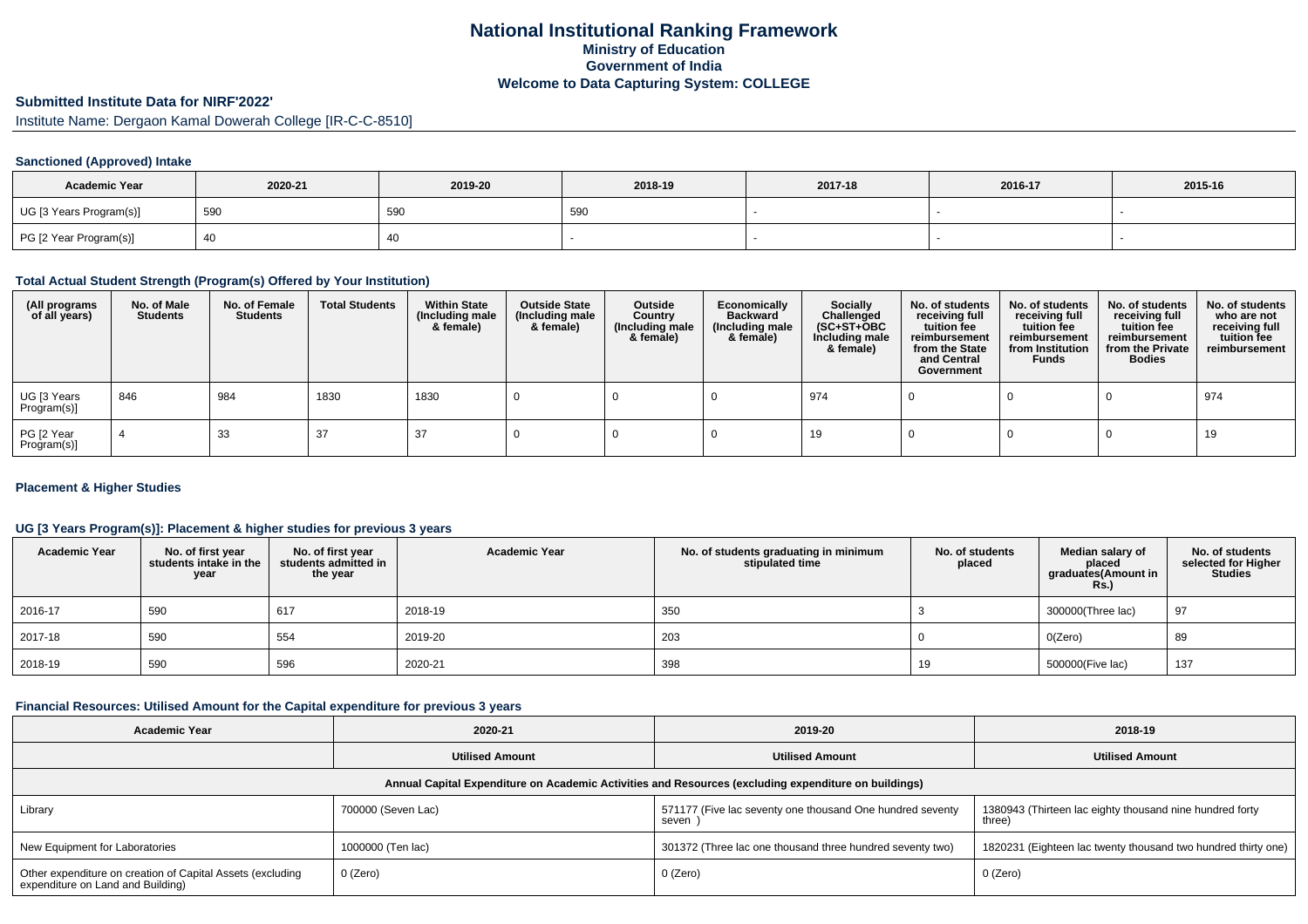# National Institutional Ranking Framework

**Ministry of Education**

**Government of India**

**Welcome to Data Capturing System: COLLEGE**

## Submitted Institute Data for NIRF'2022'

Institute Name: Dergaon Kamal Dowerah College [IR-C-C-8510]

### Sanctioned (Approved) Intake

| Academic Year | 2020-21 | 2019-20 | 2018-19 | 2017-18 | 2016-17 | 2015-16 |
|---|---|---|---|---|---|---|
| UG [3 Years Program(s)] | 590 | 590 | 590 | - | - | - |
| PG [2 Year Program(s)] | 40 | 40 | - | - | - | - |

### Total Actual Student Strength (Program(s) Offered by Your Institution)

| (All programs of all years) | No. of Male Students | No. of Female Students | Total Students | Within State (Including male & female) | Outside State (Including male & female) | Outside Country (Including male & female) | Economically Backward (Including male & female) | Socially Challenged (SC+ST+OBC Including male & female) | No. of students receiving full tuition fee reimbursement from the State and Central Government | No. of students receiving full tuition fee reimbursement from Institution Funds | No. of students receiving full tuition fee reimbursement from the Private Bodies | No. of students who are not receiving full tuition fee reimbursement |
|---|---|---|---|---|---|---|---|---|---|---|---|---|
| UG [3 Years Program(s)] | 846 | 984 | 1830 | 1830 | 0 | 0 | 0 | 974 | 0 | 0 | 0 | 974 |
| PG [2 Year Program(s)] | 4 | 33 | 37 | 37 | 0 | 0 | 0 | 19 | 0 | 0 | 0 | 19 |

### Placement & Higher Studies

#### UG [3 Years Program(s)]: Placement & higher studies for previous 3 years

| Academic Year | No. of first year students intake in the year | No. of first year students admitted in the year | Academic Year | No. of students graduating in minimum stipulated time | No. of students placed | Median salary of placed graduates(Amount in Rs.) | No. of students selected for Higher Studies |
|---|---|---|---|---|---|---|---|
| 2016-17 | 590 | 617 | 2018-19 | 350 | 3 | 300000(Three lac) | 97 |
| 2017-18 | 590 | 554 | 2019-20 | 203 | 0 | 0(Zero) | 89 |
| 2018-19 | 590 | 596 | 2020-21 | 398 | 19 | 500000(Five lac) | 137 |

### Financial Resources: Utilised Amount for the Capital expenditure for previous 3 years

| Academic Year | 2020-21 | 2019-20 | 2018-19 |
|---|---|---|---|
| | Utilised Amount | Utilised Amount | Utilised Amount |
| Annual Capital Expenditure on Academic Activities and Resources (excluding expenditure on buildings) | | | |
| Library | 700000 (Seven Lac) | 571177 (Five lac seventy one thousand One hundred seventy seven ) | 1380943 (Thirteen lac eighty thousand nine hundred forty three) |
| New Equipment for Laboratories | 1000000 (Ten lac) | 301372 (Three lac one thousand three hundred seventy two) | 1820231 (Eighteen lac twenty thousand two hundred thirty one) |
| Other expenditure on creation of Capital Assets (excluding expenditure on Land and Building) | 0 (Zero) | 0 (Zero) | 0 (Zero) |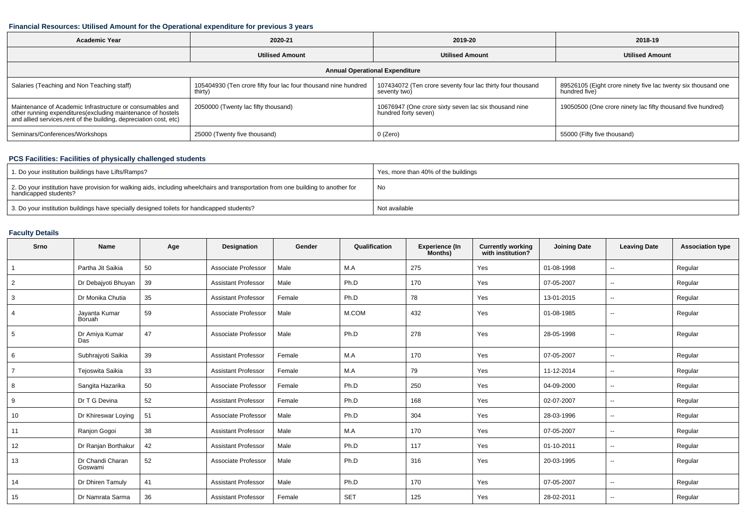### Financial Resources: Utilised Amount for the Operational expenditure for previous 3 years

| Academic Year | 2020-21 | 2019-20 | 2018-19 |
|---|---|---|---|
| | Utilised Amount | Utilised Amount | Utilised Amount |
| **Annual Operational Expenditure** | | | |
| Salaries (Teaching and Non Teaching staff) | 105404930 (Ten crore fifty four lac four thousand nine hundred thirty) | 107434072 (Ten crore seventy four lac thirty four thousand seventy two) | 89526105 (Eight crore ninety five lac twenty six thousand one hundred five) |
| Maintenance of Academic Infrastructure or consumables and other running expenditures(excluding maintenance of hostels and allied services,rent of the building, depreciation cost, etc) | 2050000 (Twenty lac fifty thousand) | 10676947 (One crore sixty seven lac six thousand nine hundred forty seven) | 19050500 (One crore ninety lac fifty thousand five hundred) |
| Seminars/Conferences/Workshops | 25000 (Twenty five thousand) | 0 (Zero) | 55000 (Fifty five thousand) |

### PCS Facilities: Facilities of physically challenged students

| | |
|---|---|
| 1. Do your institution buildings have Lifts/Ramps? | Yes, more than 40% of the buildings |
| 2. Do your institution have provision for walking aids, including wheelchairs and transportation from one building to another for handicapped students? | No |
| 3. Do your institution buildings have specially designed toilets for handicapped students? | Not available |

### Faculty Details

| Srno | Name | Age | Designation | Gender | Qualification | Experience (In Months) | Currently working with institution? | Joining Date | Leaving Date | Association type |
|---|---|---|---|---|---|---|---|---|---|---|
| 1 | Partha Jit Saikia | 50 | Associate Professor | Male | M.A | 275 | Yes | 01-08-1998 | -- | Regular |
| 2 | Dr Debajyoti Bhuyan | 39 | Assistant Professor | Male | Ph.D | 170 | Yes | 07-05-2007 | -- | Regular |
| 3 | Dr Monika Chutia | 35 | Assistant Professor | Female | Ph.D | 78 | Yes | 13-01-2015 | -- | Regular |
| 4 | Jayanta Kumar Boruah | 59 | Associate Professor | Male | M.COM | 432 | Yes | 01-08-1985 | -- | Regular |
| 5 | Dr Amiya Kumar Das | 47 | Associate Professor | Male | Ph.D | 278 | Yes | 28-05-1998 | -- | Regular |
| 6 | Subhrajyoti Saikia | 39 | Assistant Professor | Female | M.A | 170 | Yes | 07-05-2007 | -- | Regular |
| 7 | Tejoswita Saikia | 33 | Assistant Professor | Female | M.A | 79 | Yes | 11-12-2014 | -- | Regular |
| 8 | Sangita Hazarika | 50 | Associate Professor | Female | Ph.D | 250 | Yes | 04-09-2000 | -- | Regular |
| 9 | Dr T G Devina | 52 | Assistant Professor | Female | Ph.D | 168 | Yes | 02-07-2007 | -- | Regular |
| 10 | Dr Khireswar Loying | 51 | Associate Professor | Male | Ph.D | 304 | Yes | 28-03-1996 | -- | Regular |
| 11 | Ranjon Gogoi | 38 | Assistant Professor | Male | M.A | 170 | Yes | 07-05-2007 | -- | Regular |
| 12 | Dr Ranjan Borthakur | 42 | Assistant Professor | Male | Ph.D | 117 | Yes | 01-10-2011 | -- | Regular |
| 13 | Dr Chandi Charan Goswami | 52 | Associate Professor | Male | Ph.D | 316 | Yes | 20-03-1995 | -- | Regular |
| 14 | Dr Dhiren Tamuly | 41 | Assistant Professor | Male | Ph.D | 170 | Yes | 07-05-2007 | -- | Regular |
| 15 | Dr Namrata Sarma | 36 | Assistant Professor | Female | SET | 125 | Yes | 28-02-2011 | -- | Regular |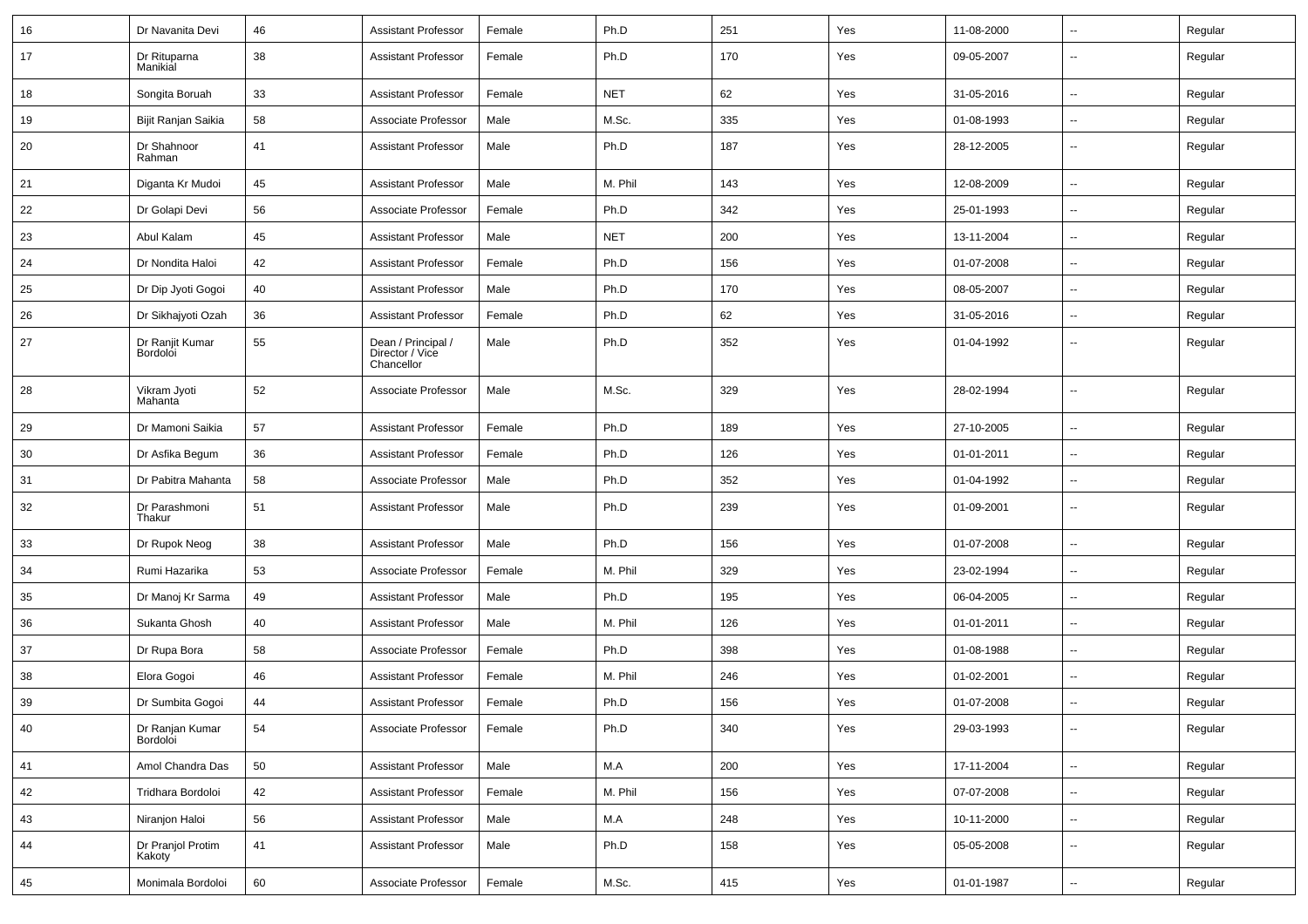| 16 | Dr Navanita Devi | 46 | Assistant Professor | Female | Ph.D | 251 | Yes | 11-08-2000 | -- | Regular |
|---|---|---|---|---|---|---|---|---|---|---|
| 17 | Dr Rituparna Manikial | 38 | Assistant Professor | Female | Ph.D | 170 | Yes | 09-05-2007 | -- | Regular |
| 18 | Songita Boruah | 33 | Assistant Professor | Female | NET | 62 | Yes | 31-05-2016 | -- | Regular |
| 19 | Bijit Ranjan Saikia | 58 | Associate Professor | Male | M.Sc. | 335 | Yes | 01-08-1993 | -- | Regular |
| 20 | Dr Shahnoor Rahman | 41 | Assistant Professor | Male | Ph.D | 187 | Yes | 28-12-2005 | -- | Regular |
| 21 | Diganta Kr Mudoi | 45 | Assistant Professor | Male | M. Phil | 143 | Yes | 12-08-2009 | -- | Regular |
| 22 | Dr Golapi Devi | 56 | Associate Professor | Female | Ph.D | 342 | Yes | 25-01-1993 | -- | Regular |
| 23 | Abul Kalam | 45 | Assistant Professor | Male | NET | 200 | Yes | 13-11-2004 | -- | Regular |
| 24 | Dr Nondita Haloi | 42 | Assistant Professor | Female | Ph.D | 156 | Yes | 01-07-2008 | -- | Regular |
| 25 | Dr Dip Jyoti Gogoi | 40 | Assistant Professor | Male | Ph.D | 170 | Yes | 08-05-2007 | -- | Regular |
| 26 | Dr Sikhajyoti Ozah | 36 | Assistant Professor | Female | Ph.D | 62 | Yes | 31-05-2016 | -- | Regular |
| 27 | Dr Ranjit Kumar Bordoloi | 55 | Dean / Principal / Director / Vice Chancellor | Male | Ph.D | 352 | Yes | 01-04-1992 | -- | Regular |
| 28 | Vikram Jyoti Mahanta | 52 | Associate Professor | Male | M.Sc. | 329 | Yes | 28-02-1994 | -- | Regular |
| 29 | Dr Mamoni Saikia | 57 | Assistant Professor | Female | Ph.D | 189 | Yes | 27-10-2005 | -- | Regular |
| 30 | Dr Asfika Begum | 36 | Assistant Professor | Female | Ph.D | 126 | Yes | 01-01-2011 | -- | Regular |
| 31 | Dr Pabitra Mahanta | 58 | Associate Professor | Male | Ph.D | 352 | Yes | 01-04-1992 | -- | Regular |
| 32 | Dr Parashmoni Thakur | 51 | Assistant Professor | Male | Ph.D | 239 | Yes | 01-09-2001 | -- | Regular |
| 33 | Dr Rupok Neog | 38 | Assistant Professor | Male | Ph.D | 156 | Yes | 01-07-2008 | -- | Regular |
| 34 | Rumi Hazarika | 53 | Associate Professor | Female | M. Phil | 329 | Yes | 23-02-1994 | -- | Regular |
| 35 | Dr Manoj Kr Sarma | 49 | Assistant Professor | Male | Ph.D | 195 | Yes | 06-04-2005 | -- | Regular |
| 36 | Sukanta Ghosh | 40 | Assistant Professor | Male | M. Phil | 126 | Yes | 01-01-2011 | -- | Regular |
| 37 | Dr Rupa Bora | 58 | Associate Professor | Female | Ph.D | 398 | Yes | 01-08-1988 | -- | Regular |
| 38 | Elora Gogoi | 46 | Assistant Professor | Female | M. Phil | 246 | Yes | 01-02-2001 | -- | Regular |
| 39 | Dr Sumbita Gogoi | 44 | Assistant Professor | Female | Ph.D | 156 | Yes | 01-07-2008 | -- | Regular |
| 40 | Dr Ranjan Kumar Bordoloi | 54 | Associate Professor | Female | Ph.D | 340 | Yes | 29-03-1993 | -- | Regular |
| 41 | Amol Chandra Das | 50 | Assistant Professor | Male | M.A | 200 | Yes | 17-11-2004 | -- | Regular |
| 42 | Tridhara Bordoloi | 42 | Assistant Professor | Female | M. Phil | 156 | Yes | 07-07-2008 | -- | Regular |
| 43 | Niranjon Haloi | 56 | Assistant Professor | Male | M.A | 248 | Yes | 10-11-2000 | -- | Regular |
| 44 | Dr Pranjol Protim Kakoty | 41 | Assistant Professor | Male | Ph.D | 158 | Yes | 05-05-2008 | -- | Regular |
| 45 | Monimala Bordoloi | 60 | Associate Professor | Female | M.Sc. | 415 | Yes | 01-01-1987 | -- | Regular |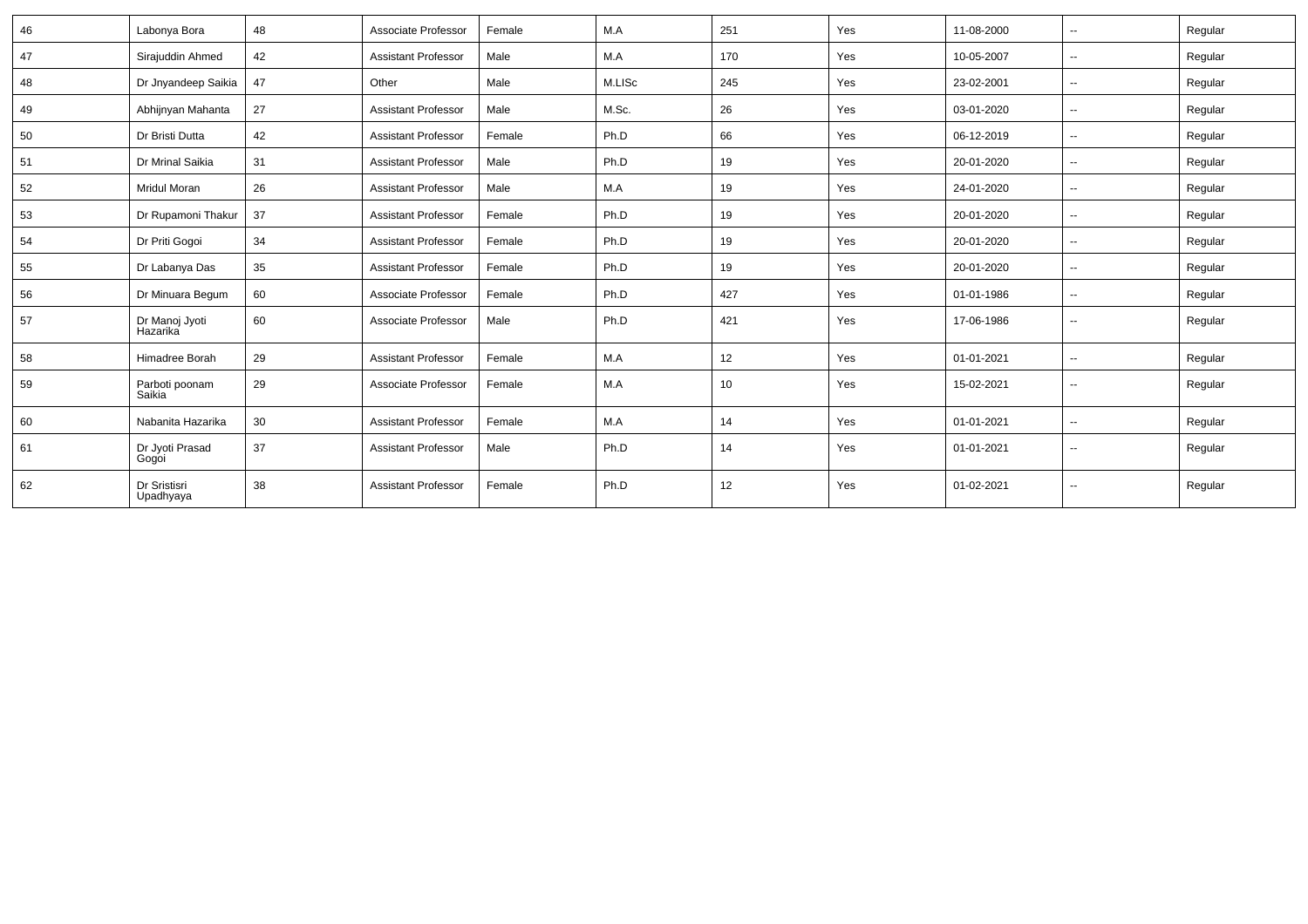| | | | | | | | | | | |
|---|---|---|---|---|---|---|---|---|---|---|
| 46 | Labonya Bora | 48 | Associate Professor | Female | M.A | 251 | Yes | 11-08-2000 | -- | Regular |
| 47 | Sirajuddin Ahmed | 42 | Assistant Professor | Male | M.A | 170 | Yes | 10-05-2007 | -- | Regular |
| 48 | Dr Jnyandeep Saikia | 47 | Other | Male | M.LISc | 245 | Yes | 23-02-2001 | -- | Regular |
| 49 | Abhijnyan Mahanta | 27 | Assistant Professor | Male | M.Sc. | 26 | Yes | 03-01-2020 | -- | Regular |
| 50 | Dr Bristi Dutta | 42 | Assistant Professor | Female | Ph.D | 66 | Yes | 06-12-2019 | -- | Regular |
| 51 | Dr Mrinal Saikia | 31 | Assistant Professor | Male | Ph.D | 19 | Yes | 20-01-2020 | -- | Regular |
| 52 | Mridul Moran | 26 | Assistant Professor | Male | M.A | 19 | Yes | 24-01-2020 | -- | Regular |
| 53 | Dr Rupamoni Thakur | 37 | Assistant Professor | Female | Ph.D | 19 | Yes | 20-01-2020 | -- | Regular |
| 54 | Dr Priti Gogoi | 34 | Assistant Professor | Female | Ph.D | 19 | Yes | 20-01-2020 | -- | Regular |
| 55 | Dr Labanya Das | 35 | Assistant Professor | Female | Ph.D | 19 | Yes | 20-01-2020 | -- | Regular |
| 56 | Dr Minuara Begum | 60 | Associate Professor | Female | Ph.D | 427 | Yes | 01-01-1986 | -- | Regular |
| 57 | Dr Manoj Jyoti Hazarika | 60 | Associate Professor | Male | Ph.D | 421 | Yes | 17-06-1986 | -- | Regular |
| 58 | Himadree Borah | 29 | Assistant Professor | Female | M.A | 12 | Yes | 01-01-2021 | -- | Regular |
| 59 | Parboti poonam Saikia | 29 | Associate Professor | Female | M.A | 10 | Yes | 15-02-2021 | -- | Regular |
| 60 | Nabanita Hazarika | 30 | Assistant Professor | Female | M.A | 14 | Yes | 01-01-2021 | -- | Regular |
| 61 | Dr Jyoti Prasad Gogoi | 37 | Assistant Professor | Male | Ph.D | 14 | Yes | 01-01-2021 | -- | Regular |
| 62 | Dr Sristisri Upadhyaya | 38 | Assistant Professor | Female | Ph.D | 12 | Yes | 01-02-2021 | -- | Regular |